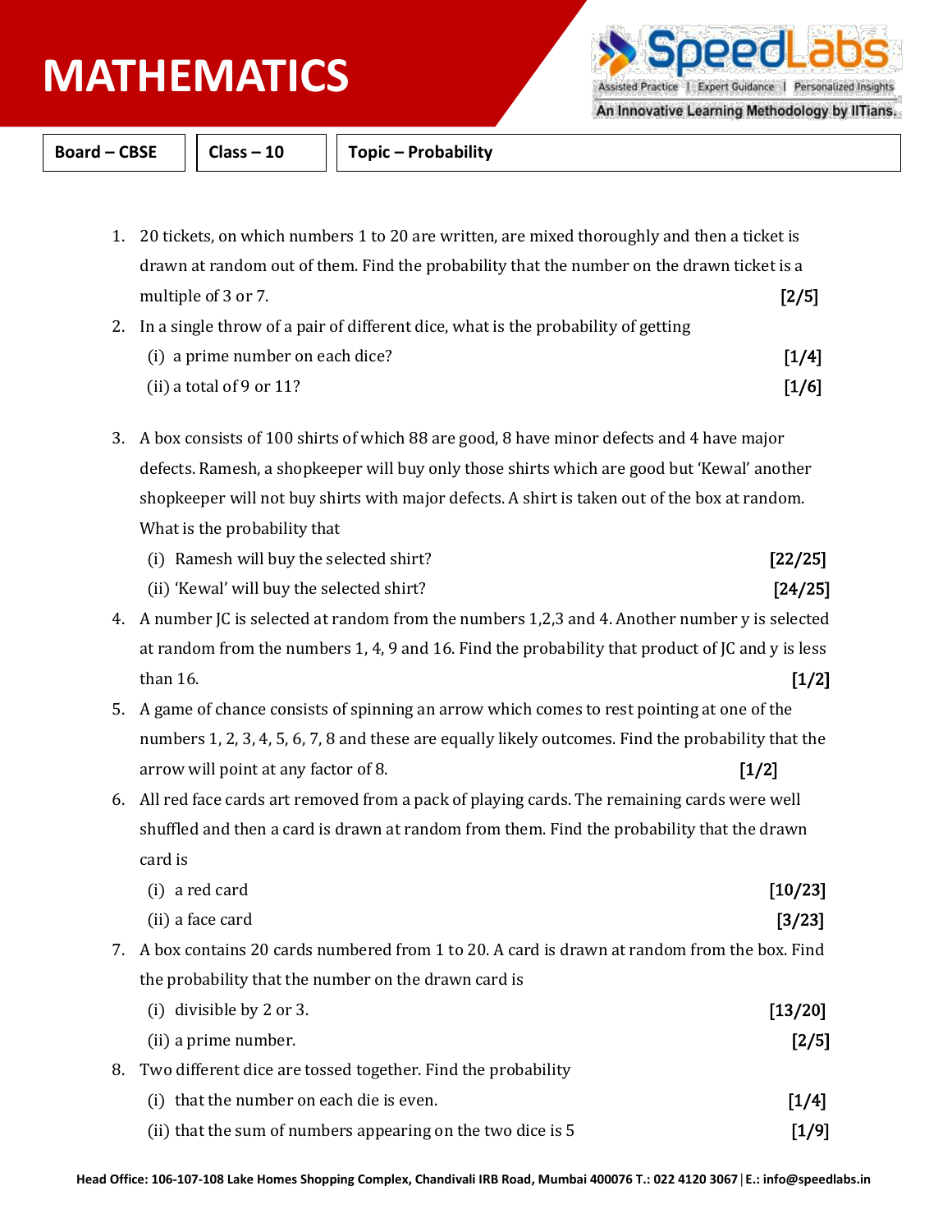# MATHEMATICS

SpeedLabs
Assisted Practice | Expert Guidance | Personalized Insights
An Innovative Learning Methodology by IITians.

| Board – CBSE | Class – 10 | Topic – Probability |
|---|---|---|

1. 20 tickets, on which numbers 1 to 20 are written, are mixed thoroughly and then a ticket is drawn at random out of them. Find the probability that the number on the drawn ticket is a multiple of 3 or 7. **[2/5]**
2. In a single throw of a pair of different dice, what is the probability of getting
   (i) a prime number on each dice? **[1/4]**
   (ii) a total of 9 or 11? **[1/6]**
3. A box consists of 100 shirts of which 88 are good, 8 have minor defects and 4 have major defects. Ramesh, a shopkeeper will buy only those shirts which are good but 'Kewal' another shopkeeper will not buy shirts with major defects. A shirt is taken out of the box at random. What is the probability that
   (i) Ramesh will buy the selected shirt? **[22/25]**
   (ii) 'Kewal' will buy the selected shirt? **[24/25]**
4. A number JC is selected at random from the numbers 1,2,3 and 4. Another number y is selected at random from the numbers 1, 4, 9 and 16. Find the probability that product of JC and y is less than 16. **[1/2]**
5. A game of chance consists of spinning an arrow which comes to rest pointing at one of the numbers 1, 2, 3, 4, 5, 6, 7, 8 and these are equally likely outcomes. Find the probability that the arrow will point at any factor of 8. **[1/2]**
6. All red face cards art removed from a pack of playing cards. The remaining cards were well shuffled and then a card is drawn at random from them. Find the probability that the drawn card is
   (i) a red card **[10/23]**
   (ii) a face card **[3/23]**
7. A box contains 20 cards numbered from 1 to 20. A card is drawn at random from the box. Find the probability that the number on the drawn card is
   (i) divisible by 2 or 3. **[13/20]**
   (ii) a prime number. **[2/5]**
8. Two different dice are tossed together. Find the probability
   (i) that the number on each die is even. **[1/4]**
   (ii) that the sum of numbers appearing on the two dice is 5 **[1/9]**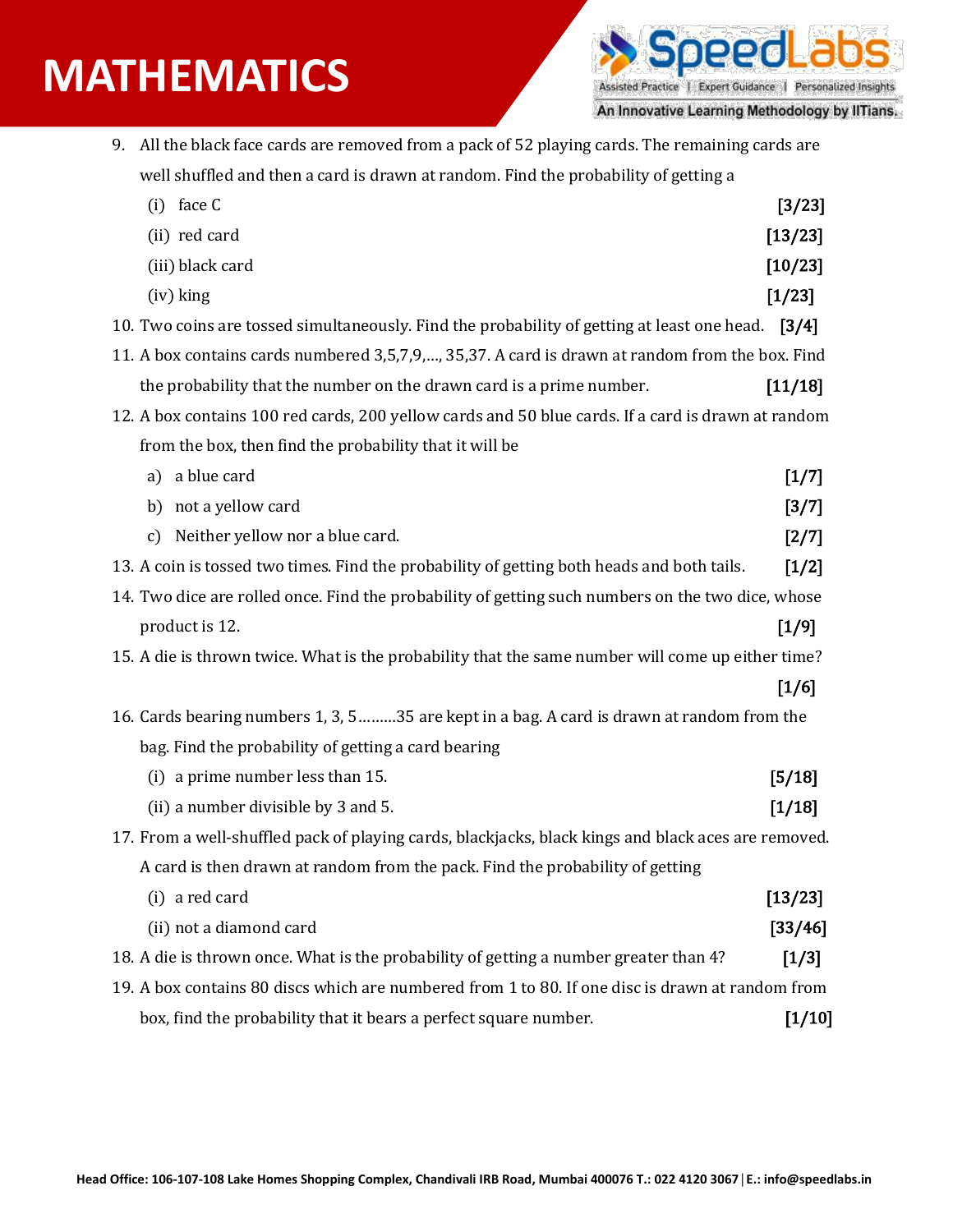9. All the black face cards are removed from a pack of 52 playing cards. The remaining cards are well shuffled and then a card is drawn at random. Find the probability of getting a

   (i) face C [3/23]

   (ii) red card [13/23]

   (iii) black card [10/23]

   (iv) king [1/23]

10. Two coins are tossed simultaneously. Find the probability of getting at least one head. [3/4]

11. A box contains cards numbered 3,5,7,9,..., 35,37. A card is drawn at random from the box. Find the probability that the number on the drawn card is a prime number. [11/18]

12. A box contains 100 red cards, 200 yellow cards and 50 blue cards. If a card is drawn at random from the box, then find the probability that it will be

   a) a blue card [1/7]

   b) not a yellow card [3/7]

   c) Neither yellow nor a blue card. [2/7]

13. A coin is tossed two times. Find the probability of getting both heads and both tails. [1/2]

14. Two dice are rolled once. Find the probability of getting such numbers on the two dice, whose product is 12. [1/9]

15. A die is thrown twice. What is the probability that the same number will come up either time? [1/6]

16. Cards bearing numbers 1, 3, 5.........35 are kept in a bag. A card is drawn at random from the bag. Find the probability of getting a card bearing

   (i) a prime number less than 15. [5/18]

   (ii) a number divisible by 3 and 5. [1/18]

17. From a well-shuffled pack of playing cards, blackjacks, black kings and black aces are removed. A card is then drawn at random from the pack. Find the probability of getting

   (i) a red card [13/23]

   (ii) not a diamond card [33/46]

18. A die is thrown once. What is the probability of getting a number greater than 4? [1/3]

19. A box contains 80 discs which are numbered from 1 to 80. If one disc is drawn at random from box, find the probability that it bears a perfect square number. [1/10]